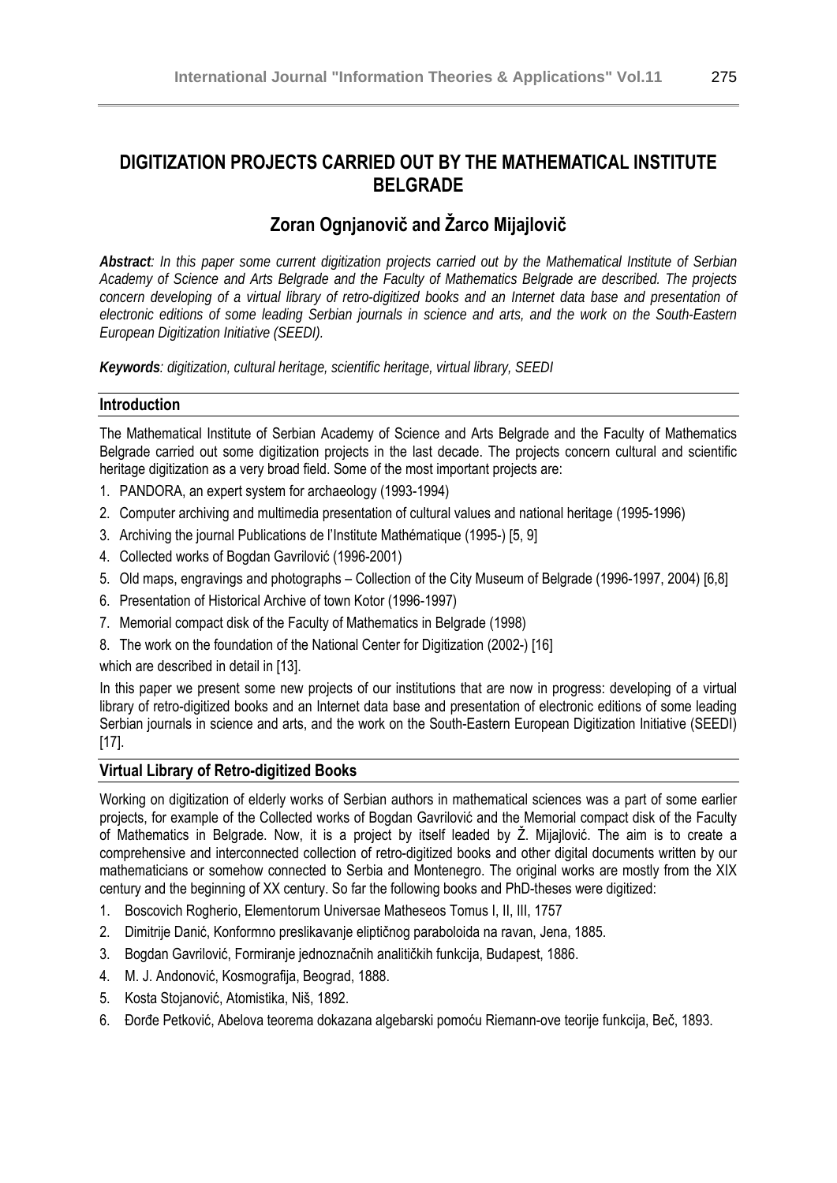# DIGITIZATION PROJECTS CARRIED OUT BY THE MATHEMATICAL INSTITUTE BELGRADE

## Zoran Ognjanovič and Žarco Mijajlovič

***Abstract**: In this paper some current digitization projects carried out by the Mathematical Institute of Serbian Academy of Science and Arts Belgrade and the Faculty of Mathematics Belgrade are described. The projects concern developing of a virtual library of retro-digitized books and an Internet data base and presentation of electronic editions of some leading Serbian journals in science and arts, and the work on the South-Eastern European Digitization Initiative (SEEDI).*

***Keywords**: digitization, cultural heritage, scientific heritage, virtual library, SEEDI*

### Introduction

The Mathematical Institute of Serbian Academy of Science and Arts Belgrade and the Faculty of Mathematics Belgrade carried out some digitization projects in the last decade. The projects concern cultural and scientific heritage digitization as a very broad field. Some of the most important projects are:

1. PANDORA, an expert system for archaeology (1993-1994)
2. Computer archiving and multimedia presentation of cultural values and national heritage (1995-1996)
3. Archiving the journal Publications de l'Institute Mathématique (1995-) [5, 9]
4. Collected works of Bogdan Gavrilović (1996-2001)
5. Old maps, engravings and photographs – Collection of the City Museum of Belgrade (1996-1997, 2004) [6,8]
6. Presentation of Historical Archive of town Kotor (1996-1997)
7. Memorial compact disk of the Faculty of Mathematics in Belgrade (1998)
8. The work on the foundation of the National Center for Digitization (2002-) [16]

which are described in detail in [13].

In this paper we present some new projects of our institutions that are now in progress: developing of a virtual library of retro-digitized books and an Internet data base and presentation of electronic editions of some leading Serbian journals in science and arts, and the work on the South-Eastern European Digitization Initiative (SEEDI) [17].

### Virtual Library of Retro-digitized Books

Working on digitization of elderly works of Serbian authors in mathematical sciences was a part of some earlier projects, for example of the Collected works of Bogdan Gavrilović and the Memorial compact disk of the Faculty of Mathematics in Belgrade. Now, it is a project by itself leaded by Ž. Mijajlović. The aim is to create a comprehensive and interconnected collection of retro-digitized books and other digital documents written by our mathematicians or somehow connected to Serbia and Montenegro. The original works are mostly from the XIX century and the beginning of XX century. So far the following books and PhD-theses were digitized:

1. Boscovich Rogherio, Elementorum Universae Matheseos Tomus I, II, III, 1757
2. Dimitrije Danić, Konformno preslikavanje eliptičnog paraboloida na ravan, Jena, 1885.
3. Bogdan Gavrilović, Formiranje jednoznačnih analitičkih funkcija, Budapest, 1886.
4. M. J. Andonović, Kosmografija, Beograd, 1888.
5. Kosta Stojanović, Atomistika, Niš, 1892.
6. Đorđe Petković, Abelova teorema dokazana algebarski pomoću Riemann-ove teorije funkcija, Beč, 1893.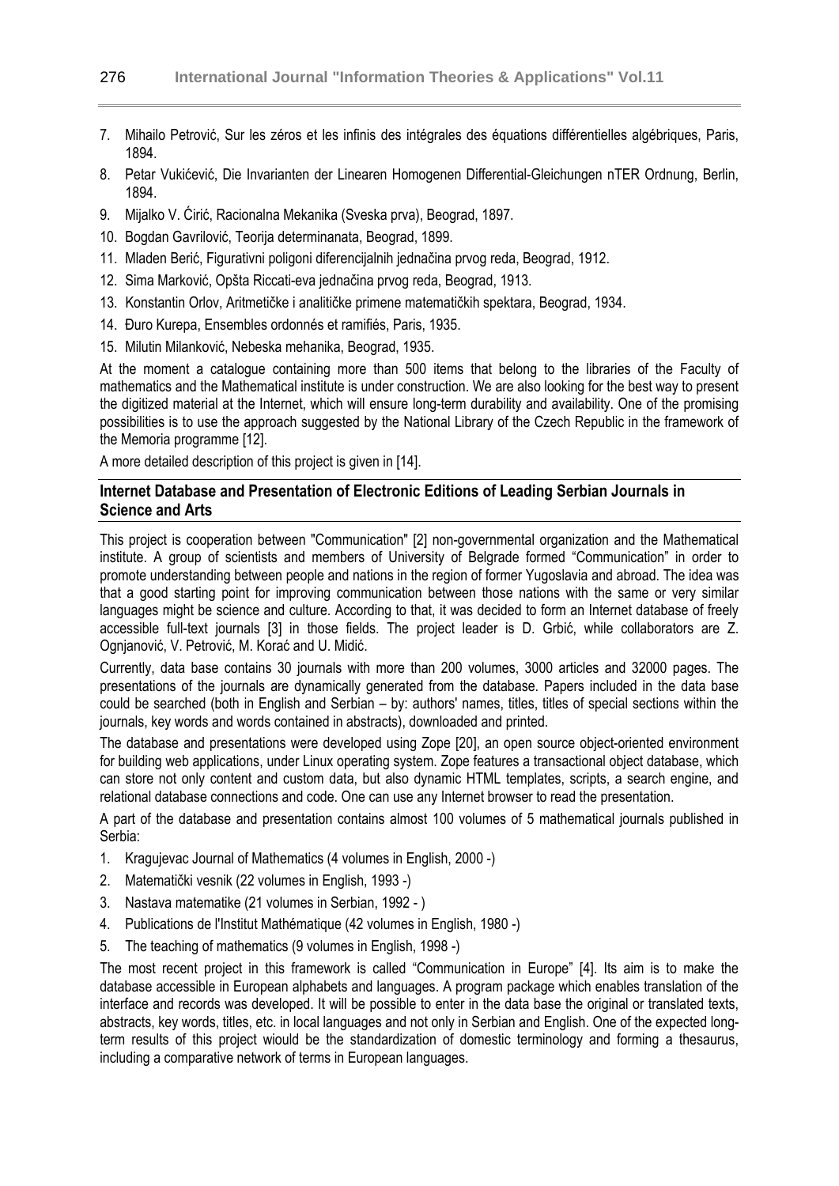7. Mihailo Petrović, Sur les zéros et les infinis des intégrales des équations différentielles algébriques, Paris, 1894.
8. Petar Vukićević, Die Invarianten der Linearen Homogenen Differential-Gleichungen nTER Ordnung, Berlin, 1894.
9. Mijalko V. Ćirić, Racionalna Mekanika (Sveska prva), Beograd, 1897.
10. Bogdan Gavrilović, Teorija determinanata, Beograd, 1899.
11. Mladen Berić, Figurativni poligoni diferencijalnih jednačina prvog reda, Beograd, 1912.
12. Sima Marković, Opšta Riccati-eva jednačina prvog reda, Beograd, 1913.
13. Konstantin Orlov, Aritmetičke i analitičke primene matematičkih spektara, Beograd, 1934.
14. Đuro Kurepa, Ensembles ordonnés et ramifiés, Paris, 1935.
15. Milutin Milanković, Nebeska mehanika, Beograd, 1935.

At the moment a catalogue containing more than 500 items that belong to the libraries of the Faculty of mathematics and the Mathematical institute is under construction. We are also looking for the best way to present the digitized material at the Internet, which will ensure long-term durability and availability. One of the promising possibilities is to use the approach suggested by the National Library of the Czech Republic in the framework of the Memoria programme [12].

A more detailed description of this project is given in [14].

## Internet Database and Presentation of Electronic Editions of Leading Serbian Journals in Science and Arts

This project is cooperation between "Communication" [2] non-governmental organization and the Mathematical institute. A group of scientists and members of University of Belgrade formed "Communication" in order to promote understanding between people and nations in the region of former Yugoslavia and abroad. The idea was that a good starting point for improving communication between those nations with the same or very similar languages might be science and culture. According to that, it was decided to form an Internet database of freely accessible full-text journals [3] in those fields. The project leader is D. Grbić, while collaborators are Z. Ognjanović, V. Petrović, M. Korać and U. Midić.

Currently, data base contains 30 journals with more than 200 volumes, 3000 articles and 32000 pages. The presentations of the journals are dynamically generated from the database. Papers included in the data base could be searched (both in English and Serbian – by: authors' names, titles, titles of special sections within the journals, key words and words contained in abstracts), downloaded and printed.

The database and presentations were developed using Zope [20], an open source object-oriented environment for building web applications, under Linux operating system. Zope features a transactional object database, which can store not only content and custom data, but also dynamic HTML templates, scripts, a search engine, and relational database connections and code. One can use any Internet browser to read the presentation.

A part of the database and presentation contains almost 100 volumes of 5 mathematical journals published in Serbia:

1. Kragujevac Journal of Mathematics (4 volumes in English, 2000 -)
2. Matematički vesnik (22 volumes in English, 1993 -)
3. Nastava matematike (21 volumes in Serbian, 1992 - )
4. Publications de l'Institut Mathématique (42 volumes in English, 1980 -)
5. The teaching of mathematics (9 volumes in English, 1998 -)

The most recent project in this framework is called "Communication in Europe" [4]. Its aim is to make the database accessible in European alphabets and languages. A program package which enables translation of the interface and records was developed. It will be possible to enter in the data base the original or translated texts, abstracts, key words, titles, etc. in local languages and not only in Serbian and English. One of the expected long-term results of this project wiould be the standardization of domestic terminology and forming a thesaurus, including a comparative network of terms in European languages.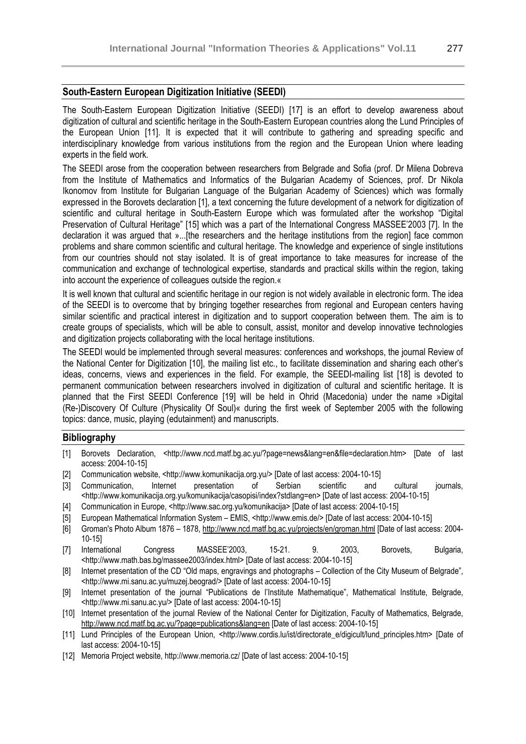## South-Eastern European Digitization Initiative (SEEDI)

The South-Eastern European Digitization Initiative (SEEDI) [17] is an effort to develop awareness about digitization of cultural and scientific heritage in the South-Eastern European countries along the Lund Principles of the European Union [11]. It is expected that it will contribute to gathering and spreading specific and interdisciplinary knowledge from various institutions from the region and the European Union where leading experts in the field work.

The SEEDI arose from the cooperation between researchers from Belgrade and Sofia (prof. Dr Milena Dobreva from the Institute of Mathematics and Informatics of the Bulgarian Academy of Sciences, prof. Dr Nikola Ikonomov from Institute for Bulgarian Language of the Bulgarian Academy of Sciences) which was formally expressed in the Borovets declaration [1], a text concerning the future development of a network for digitization of scientific and cultural heritage in South-Eastern Europe which was formulated after the workshop "Digital Preservation of Cultural Heritage" [15] which was a part of the International Congress MASSEE'2003 [7]. In the declaration it was argued that »...[the researchers and the heritage institutions from the region] face common problems and share common scientific and cultural heritage. The knowledge and experience of single institutions from our countries should not stay isolated. It is of great importance to take measures for increase of the communication and exchange of technological expertise, standards and practical skills within the region, taking into account the experience of colleagues outside the region.«

It is well known that cultural and scientific heritage in our region is not widely available in electronic form. The idea of the SEEDI is to overcome that by bringing together researches from regional and European centers having similar scientific and practical interest in digitization and to support cooperation between them. The aim is to create groups of specialists, which will be able to consult, assist, monitor and develop innovative technologies and digitization projects collaborating with the local heritage institutions.

The SEEDI would be implemented through several measures: conferences and workshops, the journal Review of the National Center for Digitization [10], the mailing list etc., to facilitate dissemination and sharing each other's ideas, concerns, views and experiences in the field. For example, the SEEDI-mailing [18] is devoted to permanent communication between researchers involved in digitization of cultural and scientific heritage. It is planned that the First SEEDI Conference [19] will be held in Ohrid (Macedonia) under the name »Digital (Re-)Discovery Of Culture (Physicality Of Soul)« during the first week of September 2005 with the following topics: dance, music, playing (edutainment) and manuscripts.

## Bibliography

[1] Borovets Declaration, <http://www.ncd.matf.bg.ac.yu/?page=news&lang=en&file=declaration.htm> [Date of last access: 2004-10-15]

[2] Communication website, <http://www.komunikacija.org.yu/> [Date of last access: 2004-10-15]

[3] Communication, Internet presentation of Serbian scientific and cultural journals, <http://www.komunikacija.org.yu/komunikacija/casopisi/index?stdlang=en> [Date of last access: 2004-10-15]

[4] Communication in Europe, <http://www.sac.org.yu/komunikacija> [Date of last access: 2004-10-15]

[5] European Mathematical Information System – EMIS, <http://www.emis.de/> [Date of last access: 2004-10-15]

[6] Groman's Photo Album 1876 – 1878, http://www.ncd.matf.bg.ac.yu/projects/en/groman.html [Date of last access: 2004-10-15]

[7] International Congress MASSEE'2003, 15-21. 9. 2003, Borovets, Bulgaria, <http://www.math.bas.bg/massee2003/index.html> [Date of last access: 2004-10-15]

[8] Internet presentation of the CD "Old maps, engravings and photographs – Collection of the City Museum of Belgrade", <http://www.mi.sanu.ac.yu/muzej.beograd/> [Date of last access: 2004-10-15]

[9] Internet presentation of the journal "Publications de l'Institute Mathematique", Mathematical Institute, Belgrade, <http://www.mi.sanu.ac.yu/> [Date of last access: 2004-10-15]

[10] Internet presentation of the journal Review of the National Center for Digitization, Faculty of Mathematics, Belgrade, http://www.ncd.matf.bg.ac.yu/?page=publications&lang=en [Date of last access: 2004-10-15]

[11] Lund Principles of the European Union, <http://www.cordis.lu/ist/directorate_e/digicult/lund_principles.htm> [Date of last access: 2004-10-15]

[12] Memoria Project website, http://www.memoria.cz/ [Date of last access: 2004-10-15]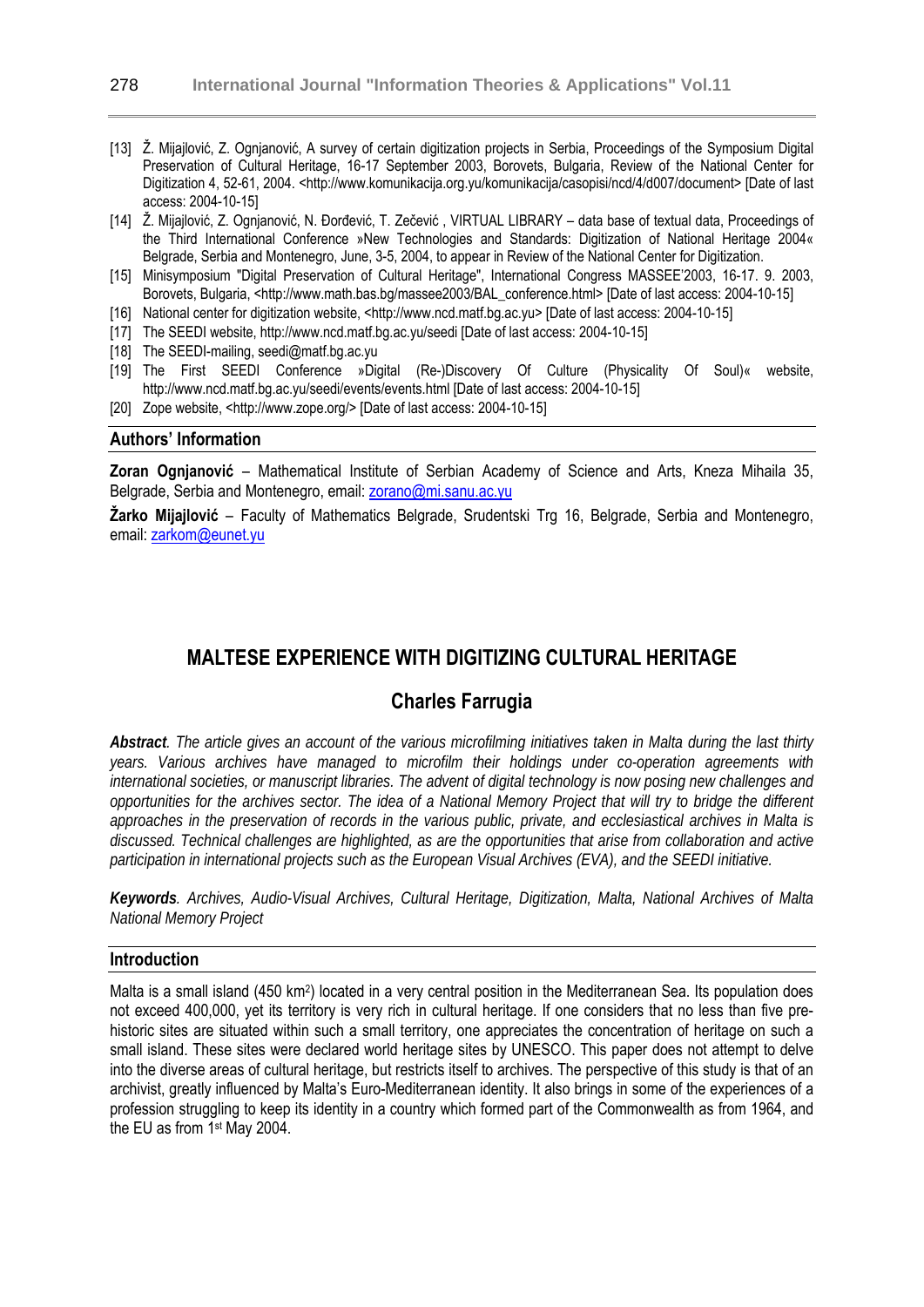[13] Ž. Mijajlović, Z. Ognjanović, A survey of certain digitization projects in Serbia, Proceedings of the Symposium Digital Preservation of Cultural Heritage, 16-17 September 2003, Borovets, Bulgaria, Review of the National Center for Digitization 4, 52-61, 2004. <http://www.komunikacija.org.yu/komunikacija/casopisi/ncd/4/d007/document> [Date of last access: 2004-10-15]

[14] Ž. Mijajlović, Z. Ognjanović, N. Đorđević, T. Zečević , VIRTUAL LIBRARY – data base of textual data, Proceedings of the Third International Conference »New Technologies and Standards: Digitization of National Heritage 2004« Belgrade, Serbia and Montenegro, June, 3-5, 2004, to appear in Review of the National Center for Digitization.

[15] Minisymposium "Digital Preservation of Cultural Heritage", International Congress MASSEE'2003, 16-17. 9. 2003, Borovets, Bulgaria, <http://www.math.bas.bg/massee2003/BAL_conference.html> [Date of last access: 2004-10-15]

[16] National center for digitization website, <http://www.ncd.matf.bg.ac.yu> [Date of last access: 2004-10-15]

[17] The SEEDI website, http://www.ncd.matf.bg.ac.yu/seedi [Date of last access: 2004-10-15]

[18] The SEEDI-mailing, seedi@matf.bg.ac.yu

[19] The First SEEDI Conference »Digital (Re-)Discovery Of Culture (Physicality Of Soul)« website, http://www.ncd.matf.bg.ac.yu/seedi/events/events.html [Date of last access: 2004-10-15]

[20] Zope website, <http://www.zope.org/> [Date of last access: 2004-10-15]

## Authors' Information

**Zoran Ognjanović** – Mathematical Institute of Serbian Academy of Science and Arts, Kneza Mihaila 35, Belgrade, Serbia and Montenegro, email: zorano@mi.sanu.ac.yu

**Žarko Mijajlović** – Faculty of Mathematics Belgrade, Srudentski Trg 16, Belgrade, Serbia and Montenegro, email: zarkom@eunet.yu

# MALTESE EXPERIENCE WITH DIGITIZING CULTURAL HERITAGE

## Charles Farrugia

***Abstract****. The article gives an account of the various microfilming initiatives taken in Malta during the last thirty years. Various archives have managed to microfilm their holdings under co-operation agreements with international societies, or manuscript libraries. The advent of digital technology is now posing new challenges and opportunities for the archives sector. The idea of a National Memory Project that will try to bridge the different approaches in the preservation of records in the various public, private, and ecclesiastical archives in Malta is discussed. Technical challenges are highlighted, as are the opportunities that arise from collaboration and active participation in international projects such as the European Visual Archives (EVA), and the SEEDI initiative.*

***Keywords****. Archives, Audio-Visual Archives, Cultural Heritage, Digitization, Malta, National Archives of Malta National Memory Project*

## Introduction

Malta is a small island (450 km$^2$) located in a very central position in the Mediterranean Sea. Its population does not exceed 400,000, yet its territory is very rich in cultural heritage. If one considers that no less than five pre-historic sites are situated within such a small territory, one appreciates the concentration of heritage on such a small island. These sites were declared world heritage sites by UNESCO. This paper does not attempt to delve into the diverse areas of cultural heritage, but restricts itself to archives. The perspective of this study is that of an archivist, greatly influenced by Malta's Euro-Mediterranean identity. It also brings in some of the experiences of a profession struggling to keep its identity in a country which formed part of the Commonwealth as from 1964, and the EU as from 1st May 2004.